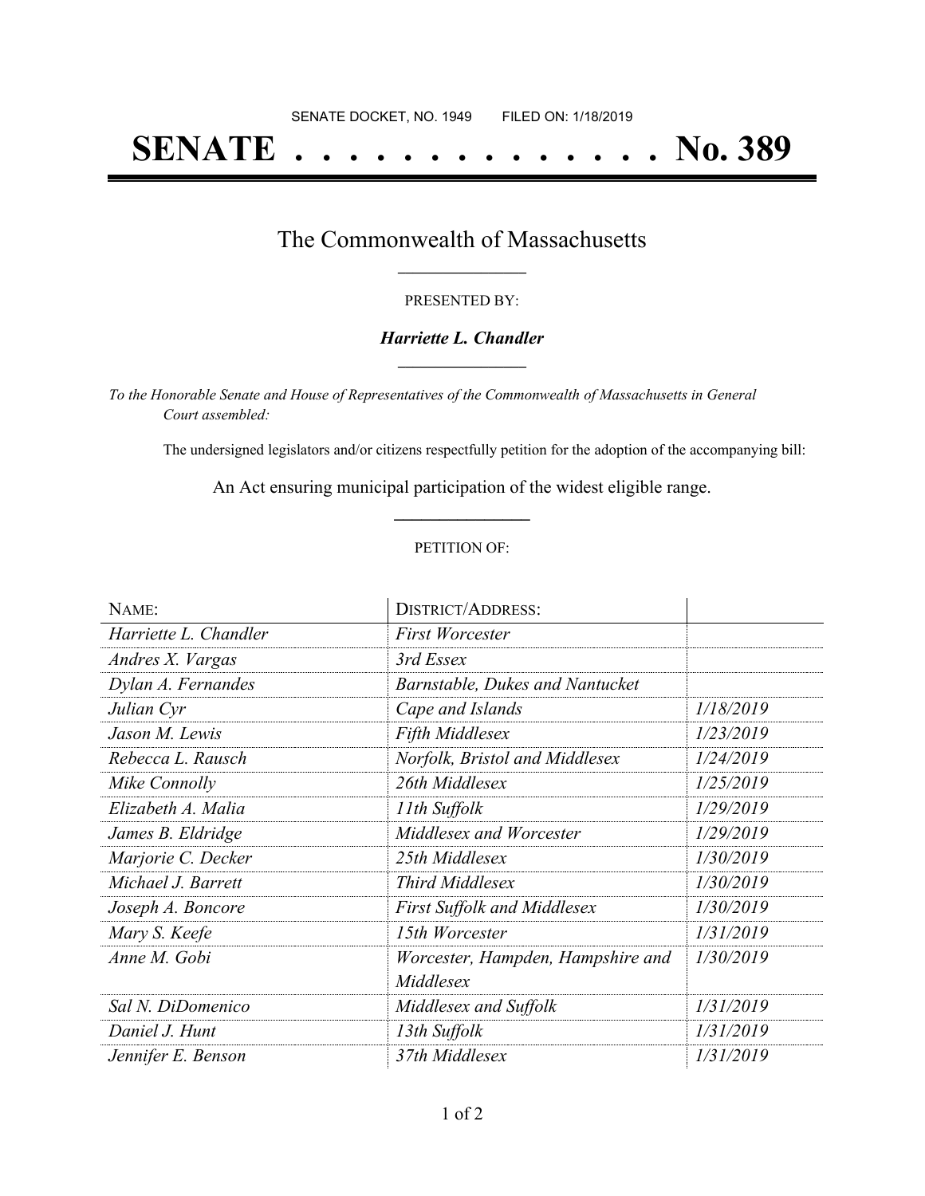SENATE DOCKET, NO. 1949        FILED ON: 1/18/2019

# SENATE . . . . . . . . . . . . . . No. 389

## The Commonwealth of Massachusetts

PRESENTED BY:

***Harriette L. Chandler***

*To the Honorable Senate and House of Representatives of the Commonwealth of Massachusetts in General Court assembled:*

The undersigned legislators and/or citizens respectfully petition for the adoption of the accompanying bill:

An Act ensuring municipal participation of the widest eligible range.

PETITION OF:

| NAME: | DISTRICT/ADDRESS: | |
|---|---|---|
| *Harriette L. Chandler* | *First Worcester* | |
| *Andres X. Vargas* | *3rd Essex* | |
| *Dylan A. Fernandes* | *Barnstable, Dukes and Nantucket* | |
| *Julian Cyr* | *Cape and Islands* | *1/18/2019* |
| *Jason M. Lewis* | *Fifth Middlesex* | *1/23/2019* |
| *Rebecca L. Rausch* | *Norfolk, Bristol and Middlesex* | *1/24/2019* |
| *Mike Connolly* | *26th Middlesex* | *1/25/2019* |
| *Elizabeth A. Malia* | *11th Suffolk* | *1/29/2019* |
| *James B. Eldridge* | *Middlesex and Worcester* | *1/29/2019* |
| *Marjorie C. Decker* | *25th Middlesex* | *1/30/2019* |
| *Michael J. Barrett* | *Third Middlesex* | *1/30/2019* |
| *Joseph A. Boncore* | *First Suffolk and Middlesex* | *1/30/2019* |
| *Mary S. Keefe* | *15th Worcester* | *1/31/2019* |
| *Anne M. Gobi* | *Worcester, Hampden, Hampshire and Middlesex* | *1/30/2019* |
| *Sal N. DiDomenico* | *Middlesex and Suffolk* | *1/31/2019* |
| *Daniel J. Hunt* | *13th Suffolk* | *1/31/2019* |
| *Jennifer E. Benson* | *37th Middlesex* | *1/31/2019* |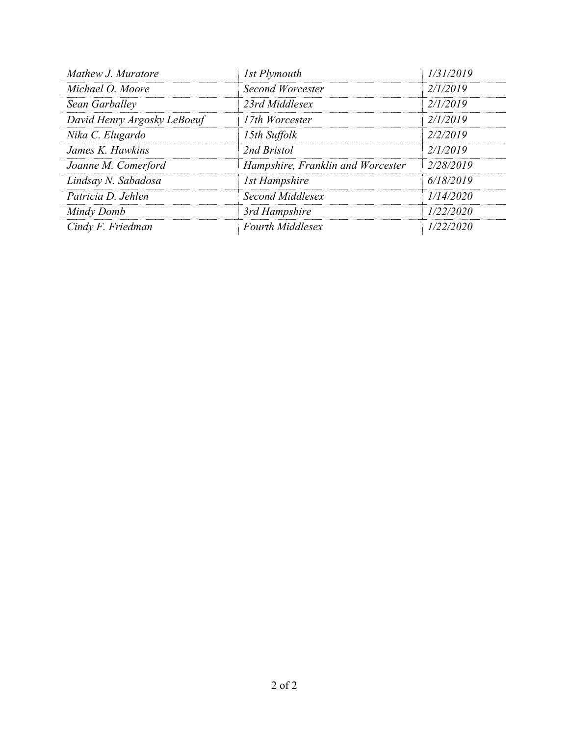| | | |
|---|---|---|
| *Mathew J. Muratore* | *1st Plymouth* | *1/31/2019* |
| *Michael O. Moore* | *Second Worcester* | *2/1/2019* |
| *Sean Garballey* | *23rd Middlesex* | *2/1/2019* |
| *David Henry Argosky LeBoeuf* | *17th Worcester* | *2/1/2019* |
| *Nika C. Elugardo* | *15th Suffolk* | *2/2/2019* |
| *James K. Hawkins* | *2nd Bristol* | *2/1/2019* |
| *Joanne M. Comerford* | *Hampshire, Franklin and Worcester* | *2/28/2019* |
| *Lindsay N. Sabadosa* | *1st Hampshire* | *6/18/2019* |
| *Patricia D. Jehlen* | *Second Middlesex* | *1/14/2020* |
| *Mindy Domb* | *3rd Hampshire* | *1/22/2020* |
| *Cindy F. Friedman* | *Fourth Middlesex* | *1/22/2020* |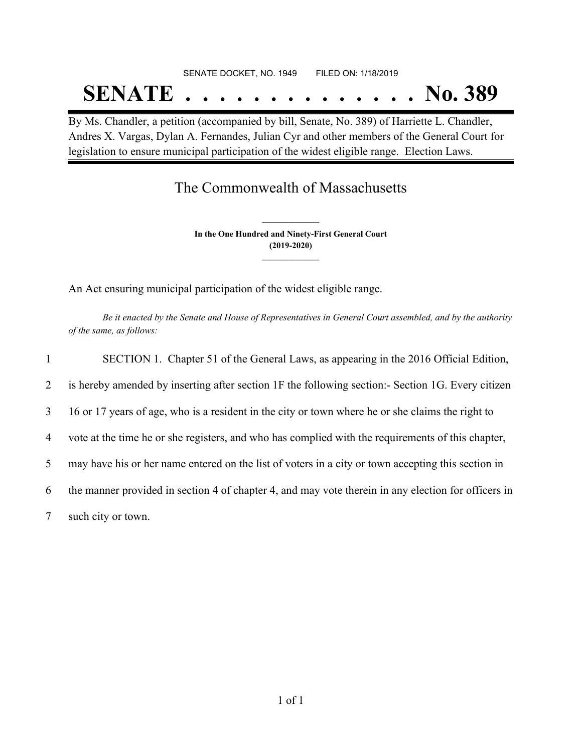SENATE DOCKET, NO. 1949 FILED ON: 1/18/2019

# SENATE . . . . . . . . . . . . . . No. 389

By Ms. Chandler, a petition (accompanied by bill, Senate, No. 389) of Harriette L. Chandler, Andres X. Vargas, Dylan A. Fernandes, Julian Cyr and other members of the General Court for legislation to ensure municipal participation of the widest eligible range. Election Laws.

## The Commonwealth of Massachusetts

**In the One Hundred and Ninety-First General Court**
**(2019-2020)**

An Act ensuring municipal participation of the widest eligible range.

*Be it enacted by the Senate and House of Representatives in General Court assembled, and by the authority of the same, as follows:*

1 SECTION 1. Chapter 51 of the General Laws, as appearing in the 2016 Official Edition,
2 is hereby amended by inserting after section 1F the following section:- Section 1G. Every citizen
3 16 or 17 years of age, who is a resident in the city or town where he or she claims the right to
4 vote at the time he or she registers, and who has complied with the requirements of this chapter,
5 may have his or her name entered on the list of voters in a city or town accepting this section in
6 the manner provided in section 4 of chapter 4, and may vote therein in any election for officers in
7 such city or town.